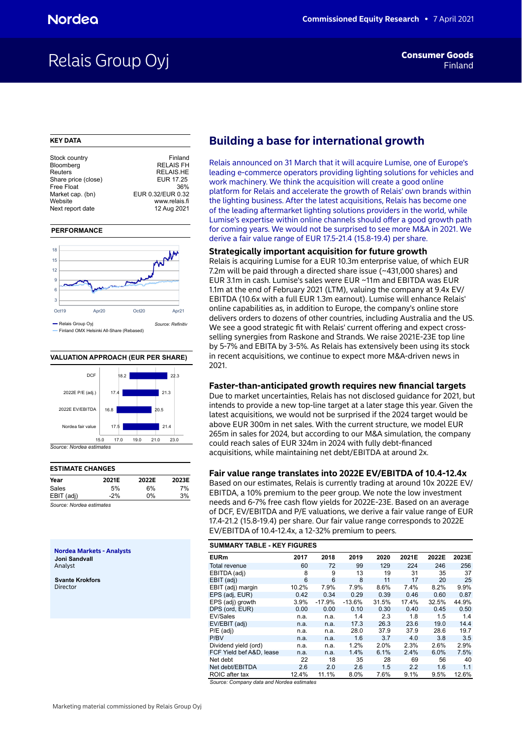Nordea

Commissioned Equity Research • 7 April 2021

# Relais Group Oyj

**Consumer Goods**
Finland

## KEY DATA

| | |
|---|---|
| Stock country | Finland |
| Bloomberg | RELAIS FH |
| Reuters | RELAIS.HE |
| Share price (close) | EUR 17.25 |
| Free Float | 36% |
| Market cap. (bn) | EUR 0.32/EUR 0.32 |
| Website | www.relais.fi |
| Next report date | 12 Aug 2021 |

## PERFORMANCE

Relais Group Oyj — Finland OMX Helsinki All-Share (Rebased)

*Source: Refinitiv*

## VALUATION APPROACH (EUR PER SHARE)

| | Low | High |
|---|---|---|
| DCF | 18.2 | 22.3 |
| 2022E P/E (adj.) | 17.4 | 21.3 |
| 2022E EV/EBITDA | 16.8 | 20.5 |
| Nordea fair value | 17.5 | 21.4 |

*Source: Nordea estimates*

## ESTIMATE CHANGES

| Year | 2021E | 2022E | 2023E |
|---|---|---|---|
| Sales | 5% | 6% | 7% |
| EBIT (adj) | -2% | 0% | 3% |

*Source: Nordea estimates*

**Nordea Markets - Analysts**

**Joni Sandvall**
Analyst

**Svante Krokfors**
Director

## Building a base for international growth

Relais announced on 31 March that it will acquire Lumise, one of Europe's leading e-commerce operators providing lighting solutions for vehicles and work machinery. We think the acquisition will create a good online platform for Relais and accelerate the growth of Relais' own brands within the lighting business. After the latest acquisitions, Relais has become one of the leading aftermarket lighting solutions providers in the world, while Lumise's expertise within online channels should offer a good growth path for coming years. We would not be surprised to see more M&A in 2021. We derive a fair value range of EUR 17.5-21.4 (15.8-19.4) per share.

### Strategically important acquisition for future growth

Relais is acquiring Lumise for a EUR 10.3m enterprise value, of which EUR 7.2m will be paid through a directed share issue (~431,000 shares) and EUR 3.1m in cash. Lumise's sales were EUR ~11m and EBITDA was EUR 1.1m at the end of February 2021 (LTM), valuing the company at 9.4x EV/EBITDA (10.6x with a full EUR 1.3m earnout). Lumise will enhance Relais' online capabilities as, in addition to Europe, the company's online store delivers orders to dozens of other countries, including Australia and the US. We see a good strategic fit with Relais' current offering and expect cross-selling synergies from Raskone and Strands. We raise 2021E-23E top line by 5-7% and EBITA by 3-5%. As Relais has extensively been using its stock in recent acquisitions, we continue to expect more M&A-driven news in 2021.

### Faster-than-anticipated growth requires new financial targets

Due to market uncertainties, Relais has not disclosed guidance for 2021, but intends to provide a new top-line target at a later stage this year. Given the latest acquisitions, we would not be surprised if the 2024 target would be above EUR 300m in net sales. With the current structure, we model EUR 265m in sales for 2024, but according to our M&A simulation, the company could reach sales of EUR 324m in 2024 with fully debt-financed acquisitions, while maintaining net debt/EBITDA at around 2x.

### Fair value range translates into 2022E EV/EBITDA of 10.4-12.4x

Based on our estimates, Relais is currently trading at around 10x 2022E EV/EBITDA, a 10% premium to the peer group. We note the low investment needs and 6-7% free cash flow yields for 2022E-23E. Based on an average of DCF, EV/EBITDA and P/E valuations, we derive a fair value range of EUR 17.4-21.2 (15.8-19.4) per share. Our fair value range corresponds to 2022E EV/EBITDA of 10.4-12.4x, a 12-32% premium to peers.

## SUMMARY TABLE - KEY FIGURES

| EURm | 2017 | 2018 | 2019 | 2020 | 2021E | 2022E | 2023E |
|---|---|---|---|---|---|---|---|
| Total revenue | 60 | 72 | 99 | 129 | 224 | 246 | 256 |
| EBITDA (adj) | 8 | 9 | 13 | 19 | 31 | 35 | 37 |
| EBIT (adj) | 6 | 6 | 8 | 11 | 17 | 20 | 25 |
| EBIT (adj) margin | 10.2% | 7.9% | 7.9% | 8.6% | 7.4% | 8.2% | 9.9% |
| EPS (adj, EUR) | 0.42 | 0.34 | 0.29 | 0.39 | 0.46 | 0.60 | 0.87 |
| EPS (adj) growth | 3.9% | -17.9% | -13.6% | 31.5% | 17.4% | 32.5% | 44.9% |
| DPS (ord, EUR) | 0.00 | 0.00 | 0.10 | 0.30 | 0.40 | 0.45 | 0.50 |
| EV/Sales | n.a. | n.a. | 1.4 | 2.3 | 1.8 | 1.5 | 1.4 |
| EV/EBIT (adj) | n.a. | n.a. | 17.3 | 26.3 | 23.6 | 19.0 | 14.4 |
| P/E (adj) | n.a. | n.a. | 28.0 | 37.9 | 37.9 | 28.6 | 19.7 |
| P/BV | n.a. | n.a. | 1.6 | 3.7 | 4.0 | 3.8 | 3.5 |
| Dividend yield (ord) | n.a. | n.a. | 1.2% | 2.0% | 2.3% | 2.6% | 2.9% |
| FCF Yield bef A&D, lease | n.a. | n.a. | 1.4% | 6.1% | 2.4% | 6.0% | 7.5% |
| Net debt | 22 | 18 | 35 | 28 | 69 | 56 | 40 |
| Net debt/EBITDA | 2.6 | 2.0 | 2.6 | 1.5 | 2.2 | 1.6 | 1.1 |
| ROIC after tax | 12.4% | 11.1% | 8.0% | 7.6% | 9.1% | 9.5% | 12.6% |

*Source: Company data and Nordea estimates*

Marketing material commissioned by Relais Group Oyj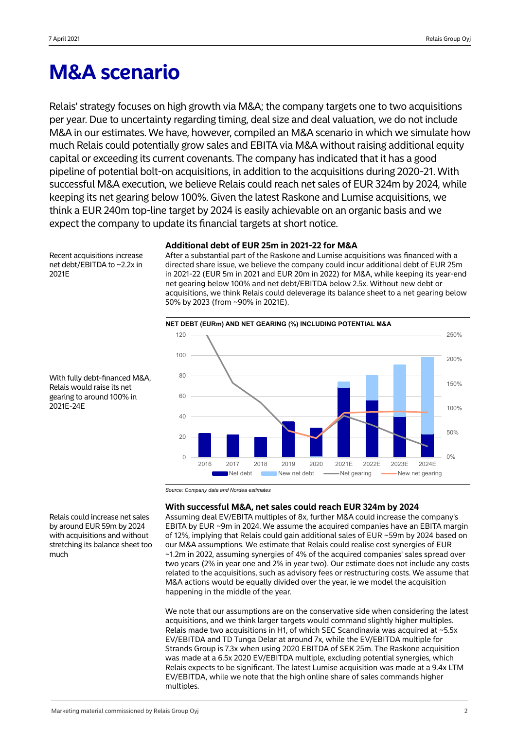# M&A scenario

Relais' strategy focuses on high growth via M&A; the company targets one to two acquisitions per year. Due to uncertainty regarding timing, deal size and deal valuation, we do not include M&A in our estimates. We have, however, compiled an M&A scenario in which we simulate how much Relais could potentially grow sales and EBITA via M&A without raising additional equity capital or exceeding its current covenants. The company has indicated that it has a good pipeline of potential bolt-on acquisitions, in addition to the acquisitions during 2020-21. With successful M&A execution, we believe Relais could reach net sales of EUR 324m by 2024, while keeping its net gearing below 100%. Given the latest Raskone and Lumise acquisitions, we think a EUR 240m top-line target by 2024 is easily achievable on an organic basis and we expect the company to update its financial targets at short notice.

### Additional debt of EUR 25m in 2021-22 for M&A

Recent acquisitions increase net debt/EBITDA to ~2.2x in 2021E

After a substantial part of the Raskone and Lumise acquisitions was financed with a directed share issue, we believe the company could incur additional debt of EUR 25m in 2021-22 (EUR 5m in 2021 and EUR 20m in 2022) for M&A, while keeping its year-end net gearing below 100% and net debt/EBITDA below 2.5x. Without new debt or acquisitions, we think Relais could deleverage its balance sheet to a net gearing below 50% by 2023 (from ~90% in 2021E).

With fully debt-financed M&A, Relais would raise its net gearing to around 100% in 2021E-24E

**NET DEBT (EURm) AND NET GEARING (%) INCLUDING POTENTIAL M&A**

*Source: Company data and Nordea estimates*

### With successful M&A, net sales could reach EUR 324m by 2024

Relais could increase net sales by around EUR 59m by 2024 with acquisitions and without stretching its balance sheet too much

Assuming deal EV/EBITA multiples of 8x, further M&A could increase the company's EBITA by EUR ~9m in 2024. We assume the acquired companies have an EBITA margin of 12%, implying that Relais could gain additional sales of EUR ~59m by 2024 based on our M&A assumptions. We estimate that Relais could realise cost synergies of EUR ~1.2m in 2022, assuming synergies of 4% of the acquired companies' sales spread over two years (2% in year one and 2% in year two). Our estimate does not include any costs related to the acquisitions, such as advisory fees or restructuring costs. We assume that M&A actions would be equally divided over the year, ie we model the acquisition happening in the middle of the year.

We note that our assumptions are on the conservative side when considering the latest acquisitions, and we think larger targets would command slightly higher multiples. Relais made two acquisitions in H1, of which SEC Scandinavia was acquired at ~5.5x EV/EBITDA and TD Tunga Delar at around 7x, while the EV/EBITDA multiple for Strands Group is 7.3x when using 2020 EBITDA of SEK 25m. The Raskone acquisition was made at a 6.5x 2020 EV/EBITDA multiple, excluding potential synergies, which Relais expects to be significant. The latest Lumise acquisition was made at a 9.4x LTM EV/EBITDA, while we note that the high online share of sales commands higher multiples.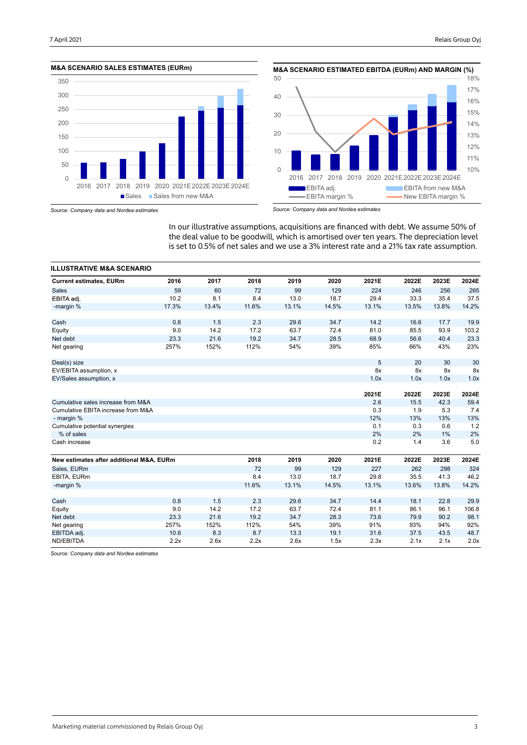**M&A SCENARIO SALES ESTIMATES (EURm)**

Source: Company data and Nordea estimates

**M&A SCENARIO ESTIMATED EBITDA (EURm) AND MARGIN (%)**

Source: Company data and Nordea estimates

In our illustrative assumptions, acquisitions are financed with debt. We assume 50% of the deal value to be goodwill, which is amortised over ten years. The depreciation level is set to 0.5% of net sales and we use a 3% interest rate and a 21% tax rate assumption.

**ILLUSTRATIVE M&A SCENARIO**

| Current estimates, EURm | 2016 | 2017 | 2018 | 2019 | 2020 | 2021E | 2022E | 2023E | 2024E |
|---|---|---|---|---|---|---|---|---|---|
| Sales | 59 | 60 | 72 | 99 | 129 | 224 | 246 | 256 | 265 |
| EBITA adj. | 10.2 | 8.1 | 8.4 | 13.0 | 18.7 | 29.4 | 33.3 | 35.4 | 37.5 |
| -margin % | 17.3% | 13.4% | 11.6% | 13.1% | 14.5% | 13.1% | 13.5% | 13.8% | 14.2% |
| | | | | | | | | | |
| Cash | 0.8 | 1.5 | 2.3 | 29.6 | 34.7 | 14.2 | 16.6 | 17.7 | 19.9 |
| Equity | 9.0 | 14.2 | 17.2 | 63.7 | 72.4 | 81.0 | 85.5 | 93.9 | 103.2 |
| Net debt | 23.3 | 21.6 | 19.2 | 34.7 | 28.5 | 68.9 | 56.6 | 40.4 | 23.3 |
| Net gearing | 257% | 152% | 112% | 54% | 39% | 85% | 66% | 43% | 23% |
| | | | | | | | | | |
| Deal(s) size | | | | | | 5 | 20 | 30 | 30 |
| EV/EBITA assumption, x | | | | | | 8x | 8x | 8x | 8x |
| EV/Sales assumption, x | | | | | | 1.0x | 1.0x | 1.0x | 1.0x |
| | | | | | | | | | |
| | | | | | | 2021E | 2022E | 2023E | 2024E |
| Cumulative sales increase from M&A | | | | | | 2.6 | 15.5 | 42.3 | 59.4 |
| Cumulative EBITA increase from M&A | | | | | | 0.3 | 1.9 | 5.3 | 7.4 |
| - margin % | | | | | | 12% | 13% | 13% | 13% |
| Cumulative potential synergies | | | | | | 0.1 | 0.3 | 0.6 | 1.2 |
| % of sales | | | | | | 2% | 2% | 1% | 2% |
| Cash increase | | | | | | 0.2 | 1.4 | 3.6 | 5.0 |
| | | | | | | | | | |
| **New estimates after additional M&A, EURm** | | | **2018** | **2019** | **2020** | **2021E** | **2022E** | **2023E** | **2024E** |
| Sales, EURm | | | 72 | 99 | 129 | 227 | 262 | 298 | 324 |
| EBITA, EURm | | | 8.4 | 13.0 | 18.7 | 29.8 | 35.5 | 41.3 | 46.2 |
| -margin % | | | 11.6% | 13.1% | 14.5% | 13.1% | 13.6% | 13.8% | 14.2% |
| | | | | | | | | | |
| Cash | 0.8 | 1.5 | 2.3 | 29.6 | 34.7 | 14.4 | 18.1 | 22.8 | 29.9 |
| Equity | 9.0 | 14.2 | 17.2 | 63.7 | 72.4 | 81.1 | 86.1 | 96.1 | 106.8 |
| Net debt | 23.3 | 21.6 | 19.2 | 34.7 | 28.3 | 73.6 | 79.9 | 90.2 | 98.1 |
| Net gearing | 257% | 152% | 112% | 54% | 39% | 91% | 93% | 94% | 92% |
| EBITDA adj. | 10.6 | 8.3 | 8.7 | 13.3 | 19.1 | 31.6 | 37.5 | 43.5 | 48.7 |
| ND/EBITDA | 2.2x | 2.6x | 2.2x | 2.6x | 1.5x | 2.3x | 2.1x | 2.1x | 2.0x |

Source: Company data and Nordea estimates

Marketing material commissioned by Relais Group Oyj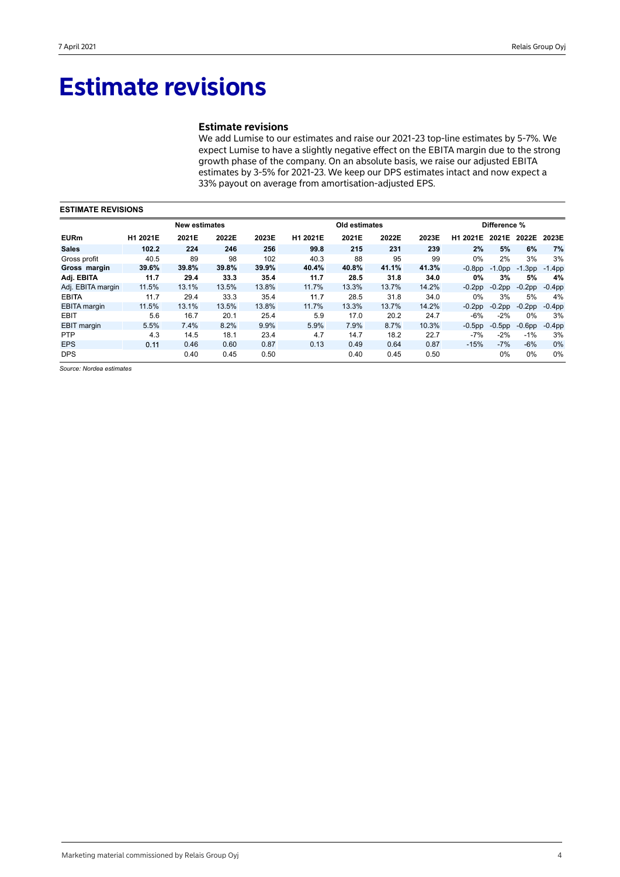# Estimate revisions

### Estimate revisions

We add Lumise to our estimates and raise our 2021-23 top-line estimates by 5-7%. We expect Lumise to have a slightly negative effect on the EBITA margin due to the strong growth phase of the company. On an absolute basis, we raise our adjusted EBITA estimates by 3-5% for 2021-23. We keep our DPS estimates intact and now expect a 33% payout on average from amortisation-adjusted EPS.

**ESTIMATE REVISIONS**

| | New estimates | | | | Old estimates | | | | Difference % | | | |
|---|---|---|---|---|---|---|---|---|---|---|---|---|
| **EURm** | **H1 2021E** | **2021E** | **2022E** | **2023E** | **H1 2021E** | **2021E** | **2022E** | **2023E** | **H1 2021E** | **2021E** | **2022E** | **2023E** |
| **Sales** | **102.2** | **224** | **246** | **256** | **99.8** | **215** | **231** | **239** | **2%** | **5%** | **6%** | **7%** |
| Gross profit | 40.5 | 89 | 98 | 102 | 40.3 | 88 | 95 | 99 | 0% | 2% | 3% | 3% |
| **Gross margin** | **39.6%** | **39.8%** | **39.8%** | **39.9%** | **40.4%** | **40.8%** | **41.1%** | **41.3%** | -0.8pp | -1.0pp | -1.3pp | -1.4pp |
| **Adj. EBITA** | **11.7** | **29.4** | **33.3** | **35.4** | **11.7** | **28.5** | **31.8** | **34.0** | **0%** | **3%** | **5%** | **4%** |
| Adj. EBITA margin | 11.5% | 13.1% | 13.5% | 13.8% | 11.7% | 13.3% | 13.7% | 14.2% | -0.2pp | -0.2pp | -0.2pp | -0.4pp |
| EBITA | 11.7 | 29.4 | 33.3 | 35.4 | 11.7 | 28.5 | 31.8 | 34.0 | 0% | 3% | 5% | 4% |
| EBITA margin | 11.5% | 13.1% | 13.5% | 13.8% | 11.7% | 13.3% | 13.7% | 14.2% | -0.2pp | -0.2pp | -0.2pp | -0.4pp |
| EBIT | 5.6 | 16.7 | 20.1 | 25.4 | 5.9 | 17.0 | 20.2 | 24.7 | -6% | -2% | 0% | 3% |
| EBIT margin | 5.5% | 7.4% | 8.2% | 9.9% | 5.9% | 7.9% | 8.7% | 10.3% | -0.5pp | -0.5pp | -0.6pp | -0.4pp |
| PTP | 4.3 | 14.5 | 18.1 | 23.4 | 4.7 | 14.7 | 18.2 | 22.7 | -7% | -2% | -1% | 3% |
| EPS | 0.11 | 0.46 | 0.60 | 0.87 | 0.13 | 0.49 | 0.64 | 0.87 | -15% | -7% | -6% | 0% |
| DPS | | 0.40 | 0.45 | 0.50 | | 0.40 | 0.45 | 0.50 | | 0% | 0% | 0% |

*Source: Nordea estimates*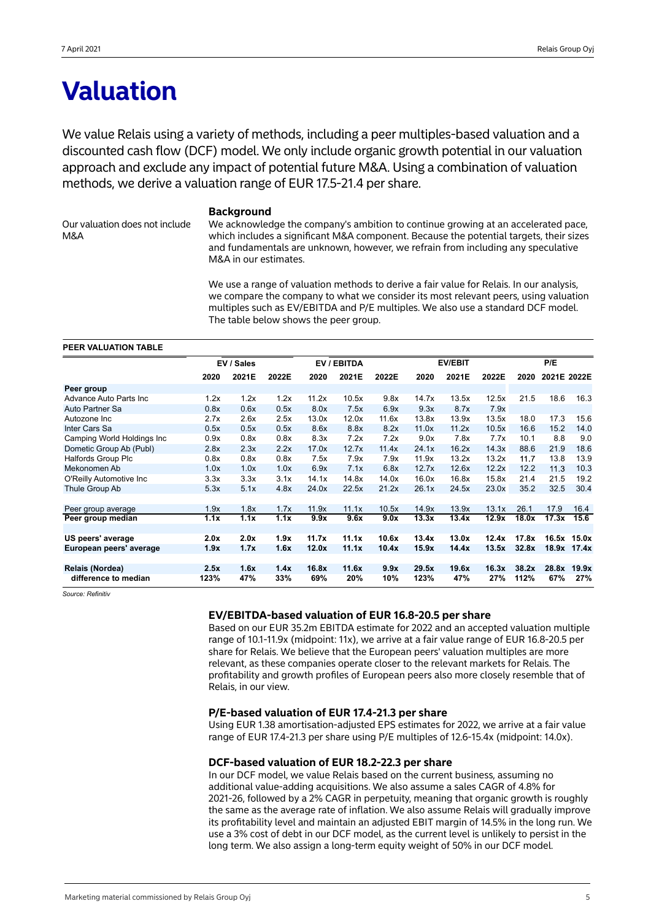# Valuation

We value Relais using a variety of methods, including a peer multiples-based valuation and a discounted cash flow (DCF) model. We only include organic growth potential in our valuation approach and exclude any impact of potential future M&A. Using a combination of valuation methods, we derive a valuation range of EUR 17.5-21.4 per share.

### Background

Our valuation does not include M&A

We acknowledge the company's ambition to continue growing at an accelerated pace, which includes a significant M&A component. Because the potential targets, their sizes and fundamentals are unknown, however, we refrain from including any speculative M&A in our estimates.

We use a range of valuation methods to derive a fair value for Relais. In our analysis, we compare the company to what we consider its most relevant peers, using valuation multiples such as EV/EBITDA and P/E multiples. We also use a standard DCF model. The table below shows the peer group.

**PEER VALUATION TABLE**

| | EV / Sales | | | EV / EBITDA | | | EV/EBIT | | | P/E | | |
|---|---|---|---|---|---|---|---|---|---|---|---|---|
| | 2020 | 2021E | 2022E | 2020 | 2021E | 2022E | 2020 | 2021E | 2022E | 2020 | 2021E | 2022E |
| **Peer group** | | | | | | | | | | | | |
| Advance Auto Parts Inc | 1.2x | 1.2x | 1.2x | 11.2x | 10.5x | 9.8x | 14.7x | 13.5x | 12.5x | 21.5 | 18.6 | 16.3 |
| Auto Partner Sa | 0.8x | 0.6x | 0.5x | 8.0x | 7.5x | 6.9x | 9.3x | 8.7x | 7.9x | | | |
| Autozone Inc | 2.7x | 2.6x | 2.5x | 13.0x | 12.0x | 11.6x | 13.8x | 13.9x | 13.5x | 18.0 | 17.3 | 15.6 |
| Inter Cars Sa | 0.5x | 0.5x | 0.5x | 8.6x | 8.8x | 8.2x | 11.0x | 11.2x | 10.5x | 16.6 | 15.2 | 14.0 |
| Camping World Holdings Inc | 0.9x | 0.8x | 0.8x | 8.3x | 7.2x | 7.2x | 9.0x | 7.8x | 7.7x | 10.1 | 8.8 | 9.0 |
| Dometic Group Ab (Publ) | 2.8x | 2.3x | 2.2x | 17.0x | 12.7x | 11.4x | 24.1x | 16.2x | 14.3x | 88.6 | 21.9 | 18.6 |
| Halfords Group Plc | 0.8x | 0.8x | 0.8x | 7.5x | 7.9x | 7.9x | 11.9x | 13.2x | 13.2x | 11.7 | 13.8 | 13.9 |
| Mekonomen Ab | 1.0x | 1.0x | 1.0x | 6.9x | 7.1x | 6.8x | 12.7x | 12.6x | 12.2x | 12.2 | 11.3 | 10.3 |
| O'Reilly Automotive Inc | 3.3x | 3.3x | 3.1x | 14.1x | 14.8x | 14.0x | 16.0x | 16.8x | 15.8x | 21.4 | 21.5 | 19.2 |
| Thule Group Ab | 5.3x | 5.1x | 4.8x | 24.0x | 22.5x | 21.2x | 26.1x | 24.5x | 23.0x | 35.2 | 32.5 | 30.4 |
| | | | | | | | | | | | | |
| Peer group average | 1.9x | 1.8x | 1.7x | 11.9x | 11.1x | 10.5x | 14.9x | 13.9x | 13.1x | 26.1 | 17.9 | 16.4 |
| **Peer group median** | **1.1x** | **1.1x** | **1.1x** | **9.9x** | **9.6x** | **9.0x** | **13.3x** | **13.4x** | **12.9x** | **18.0x** | **17.3x** | **15.6** |
| | | | | | | | | | | | | |
| **US peers' average** | **2.0x** | **2.0x** | **1.9x** | **11.7x** | **11.1x** | **10.6x** | **13.4x** | **13.0x** | **12.4x** | **17.8x** | **16.5x** | **15.0x** |
| **European peers' average** | **1.9x** | **1.7x** | **1.6x** | **12.0x** | **11.1x** | **10.4x** | **15.9x** | **14.4x** | **13.5x** | **32.8x** | **18.9x** | **17.4x** |
| | | | | | | | | | | | | |
| **Relais (Nordea)** | **2.5x** | **1.6x** | **1.4x** | **16.8x** | **11.6x** | **9.9x** | **29.5x** | **19.6x** | **16.3x** | **38.2x** | **28.8x** | **19.9x** |
| **difference to median** | **123%** | **47%** | **33%** | **69%** | **20%** | **10%** | **123%** | **47%** | **27%** | **112%** | **67%** | **27%** |

*Source: Refinitiv*

### EV/EBITDA-based valuation of EUR 16.8-20.5 per share

Based on our EUR 35.2m EBITDA estimate for 2022 and an accepted valuation multiple range of 10.1-11.9x (midpoint: 11x), we arrive at a fair value range of EUR 16.8-20.5 per share for Relais. We believe that the European peers' valuation multiples are more relevant, as these companies operate closer to the relevant markets for Relais. The profitability and growth profiles of European peers also more closely resemble that of Relais, in our view.

### P/E-based valuation of EUR 17.4-21.3 per share

Using EUR 1.38 amortisation-adjusted EPS estimates for 2022, we arrive at a fair value range of EUR 17.4-21.3 per share using P/E multiples of 12.6-15.4x (midpoint: 14.0x).

### DCF-based valuation of EUR 18.2-22.3 per share

In our DCF model, we value Relais based on the current business, assuming no additional value-adding acquisitions. We also assume a sales CAGR of 4.8% for 2021-26, followed by a 2% CAGR in perpetuity, meaning that organic growth is roughly the same as the average rate of inflation. We also assume Relais will gradually improve its profitability level and maintain an adjusted EBIT margin of 14.5% in the long run. We use a 3% cost of debt in our DCF model, as the current level is unlikely to persist in the long term. We also assign a long-term equity weight of 50% in our DCF model.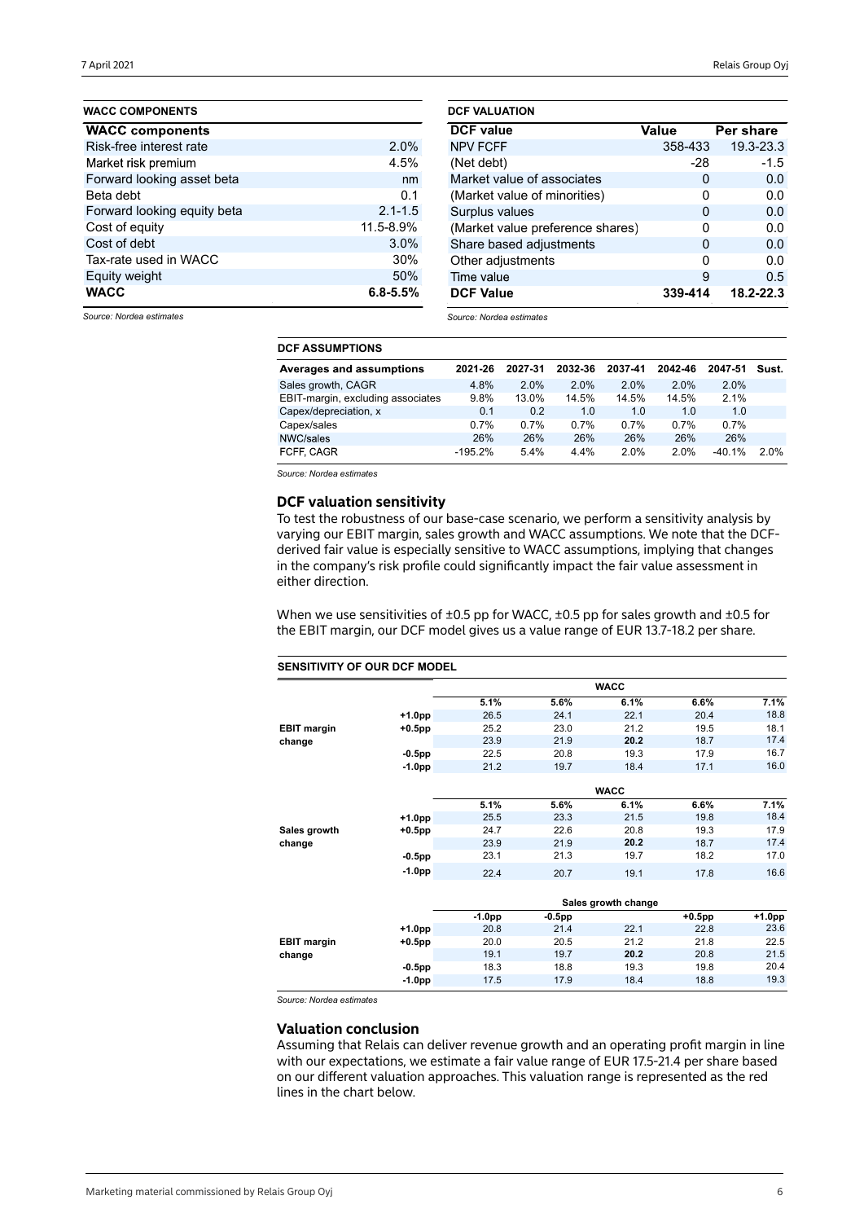**WACC COMPONENTS**

| WACC components | |
|---|---|
| Risk-free interest rate | 2.0% |
| Market risk premium | 4.5% |
| Forward looking asset beta | nm |
| Beta debt | 0.1 |
| Forward looking equity beta | 2.1-1.5 |
| Cost of equity | 11.5-8.9% |
| Cost of debt | 3.0% |
| Tax-rate used in WACC | 30% |
| Equity weight | 50% |
| **WACC** | **6.8-5.5%** |

*Source: Nordea estimates*

**DCF VALUATION**

| DCF value | Value | Per share |
|---|---|---|
| NPV FCFF | 358-433 | 19.3-23.3 |
| (Net debt) | -28 | -1.5 |
| Market value of associates | 0 | 0.0 |
| (Market value of minorities) | 0 | 0.0 |
| Surplus values | 0 | 0.0 |
| (Market value preference shares) | 0 | 0.0 |
| Share based adjustments | 0 | 0.0 |
| Other adjustments | 0 | 0.0 |
| Time value | 9 | 0.5 |
| **DCF Value** | **339-414** | **18.2-22.3** |

*Source: Nordea estimates*

**DCF ASSUMPTIONS**

| Averages and assumptions | 2021-26 | 2027-31 | 2032-36 | 2037-41 | 2042-46 | 2047-51 | Sust. |
|---|---|---|---|---|---|---|---|
| Sales growth, CAGR | 4.8% | 2.0% | 2.0% | 2.0% | 2.0% | 2.0% | |
| EBIT-margin, excluding associates | 9.8% | 13.0% | 14.5% | 14.5% | 14.5% | 2.1% | |
| Capex/depreciation, x | 0.1 | 0.2 | 1.0 | 1.0 | 1.0 | 1.0 | |
| Capex/sales | 0.7% | 0.7% | 0.7% | 0.7% | 0.7% | 0.7% | |
| NWC/sales | 26% | 26% | 26% | 26% | 26% | 26% | |
| FCFF, CAGR | -195.2% | 5.4% | 4.4% | 2.0% | 2.0% | -40.1% | 2.0% |

*Source: Nordea estimates*

## DCF valuation sensitivity

To test the robustness of our base-case scenario, we perform a sensitivity analysis by varying our EBIT margin, sales growth and WACC assumptions. We note that the DCF-derived fair value is especially sensitive to WACC assumptions, implying that changes in the company's risk profile could significantly impact the fair value assessment in either direction.

When we use sensitivities of ±0.5 pp for WACC, ±0.5 pp for sales growth and ±0.5 for the EBIT margin, our DCF model gives us a value range of EUR 13.7-18.2 per share.

**SENSITIVITY OF OUR DCF MODEL**

| | | WACC | | | | |
|---|---|---|---|---|---|---|
| | | 5.1% | 5.6% | 6.1% | 6.6% | 7.1% |
| EBIT margin change | +1.0pp | 26.5 | 24.1 | 22.1 | 20.4 | 18.8 |
| | +0.5pp | 25.2 | 23.0 | 21.2 | 19.5 | 18.1 |
| | | 23.9 | 21.9 | **20.2** | 18.7 | 17.4 |
| | -0.5pp | 22.5 | 20.8 | 19.3 | 17.9 | 16.7 |
| | -1.0pp | 21.2 | 19.7 | 18.4 | 17.1 | 16.0 |

| | | WACC | | | | |
|---|---|---|---|---|---|---|
| | | 5.1% | 5.6% | 6.1% | 6.6% | 7.1% |
| Sales growth change | +1.0pp | 25.5 | 23.3 | 21.5 | 19.8 | 18.4 |
| | +0.5pp | 24.7 | 22.6 | 20.8 | 19.3 | 17.9 |
| | | 23.9 | 21.9 | **20.2** | 18.7 | 17.4 |
| | -0.5pp | 23.1 | 21.3 | 19.7 | 18.2 | 17.0 |
| | -1.0pp | 22.4 | 20.7 | 19.1 | 17.8 | 16.6 |

| | | Sales growth change | | | | |
|---|---|---|---|---|---|---|
| | | -1.0pp | -0.5pp | | +0.5pp | +1.0pp |
| EBIT margin change | +1.0pp | 20.8 | 21.4 | 22.1 | 22.8 | 23.6 |
| | +0.5pp | 20.0 | 20.5 | 21.2 | 21.8 | 22.5 |
| | | 19.1 | 19.7 | **20.2** | 20.8 | 21.5 |
| | -0.5pp | 18.3 | 18.8 | 19.3 | 19.8 | 20.4 |
| | -1.0pp | 17.5 | 17.9 | 18.4 | 18.8 | 19.3 |

*Source: Nordea estimates*

## Valuation conclusion

Assuming that Relais can deliver revenue growth and an operating profit margin in line with our expectations, we estimate a fair value range of EUR 17.5-21.4 per share based on our different valuation approaches. This valuation range is represented as the red lines in the chart below.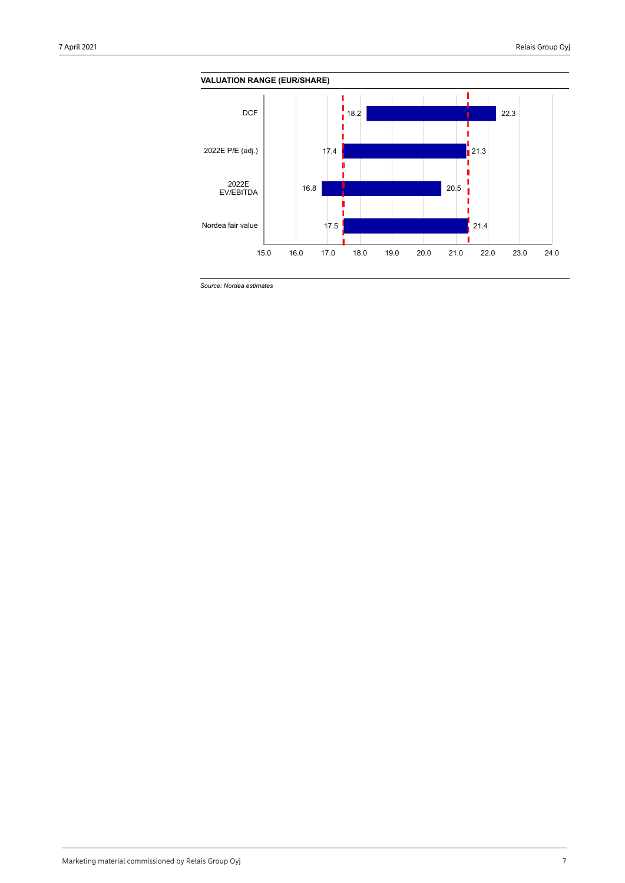**VALUATION RANGE (EUR/SHARE)**

| | Low | High |
|---|---|---|
| DCF | 18.2 | 22.3 |
| 2022E P/E (adj.) | 17.4 | 21.3 |
| 2022E EV/EBITDA | 16.8 | 20.5 |
| Nordea fair value | 17.5 | 21.4 |

*Source: Nordea estimates*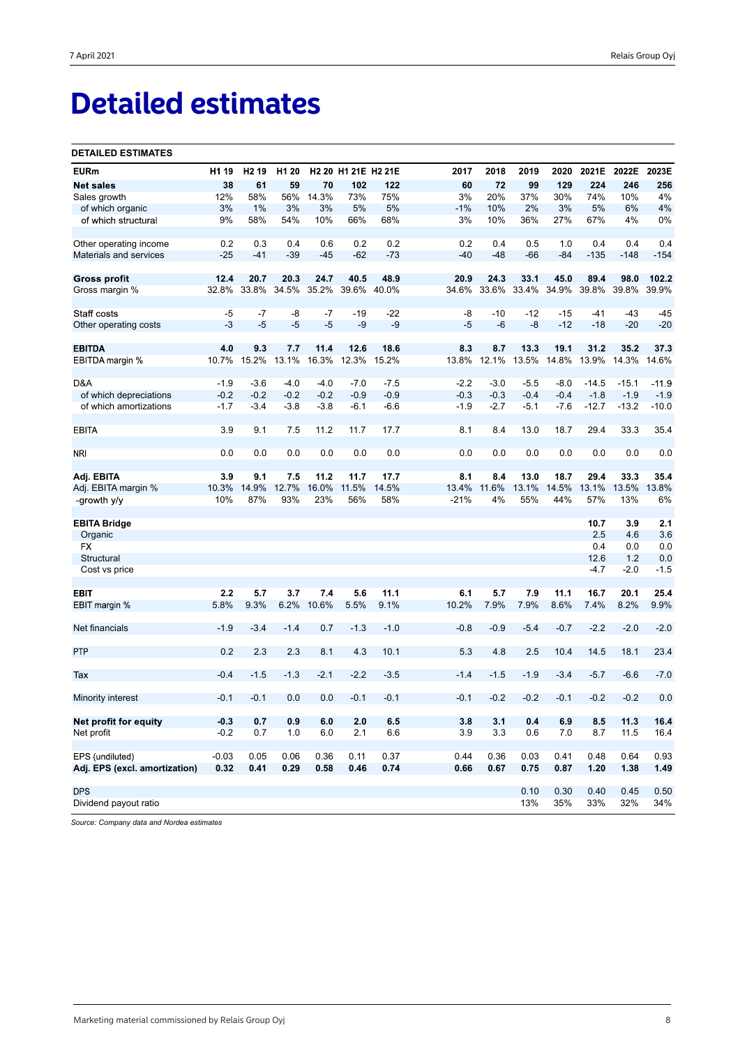# Detailed estimates

**DETAILED ESTIMATES**

| EURm | H1 19 | H2 19 | H1 20 | H2 20 | H1 21E | H2 21E | 2017 | 2018 | 2019 | 2020 | 2021E | 2022E | 2023E |
|---|---|---|---|---|---|---|---|---|---|---|---|---|---|
| **Net sales** | **38** | **61** | **59** | **70** | **102** | **122** | **60** | **72** | **99** | **129** | **224** | **246** | **256** |
| Sales growth | 12% | 58% | 56% | 14.3% | 73% | 75% | 3% | 20% | 37% | 30% | 74% | 10% | 4% |
| of which organic | 3% | 1% | 3% | 3% | 5% | 5% | -1% | 10% | 2% | 3% | 5% | 6% | 4% |
| of which structural | 9% | 58% | 54% | 10% | 66% | 68% | 3% | 10% | 36% | 27% | 67% | 4% | 0% |
| | | | | | | | | | | | | | |
| Other operating income | 0.2 | 0.3 | 0.4 | 0.6 | 0.2 | 0.2 | 0.2 | 0.4 | 0.5 | 1.0 | 0.4 | 0.4 | 0.4 |
| Materials and services | -25 | -41 | -39 | -45 | -62 | -73 | -40 | -48 | -66 | -84 | -135 | -148 | -154 |
| | | | | | | | | | | | | | |
| **Gross profit** | **12.4** | **20.7** | **20.3** | **24.7** | **40.5** | **48.9** | **20.9** | **24.3** | **33.1** | **45.0** | **89.4** | **98.0** | **102.2** |
| Gross margin % | 32.8% | 33.8% | 34.5% | 35.2% | 39.6% | 40.0% | 34.6% | 33.6% | 33.4% | 34.9% | 39.8% | 39.8% | 39.9% |
| | | | | | | | | | | | | | |
| Staff costs | -5 | -7 | -8 | -7 | -19 | -22 | -8 | -10 | -12 | -15 | -41 | -43 | -45 |
| Other operating costs | -3 | -5 | -5 | -5 | -9 | -9 | -5 | -6 | -8 | -12 | -18 | -20 | -20 |
| | | | | | | | | | | | | | |
| **EBITDA** | **4.0** | **9.3** | **7.7** | **11.4** | **12.6** | **18.6** | **8.3** | **8.7** | **13.3** | **19.1** | **31.2** | **35.2** | **37.3** |
| EBITDA margin % | 10.7% | 15.2% | 13.1% | 16.3% | 12.3% | 15.2% | 13.8% | 12.1% | 13.5% | 14.8% | 13.9% | 14.3% | 14.6% |
| | | | | | | | | | | | | | |
| D&A | -1.9 | -3.6 | -4.0 | -4.0 | -7.0 | -7.5 | -2.2 | -3.0 | -5.5 | -8.0 | -14.5 | -15.1 | -11.9 |
| of which depreciations | -0.2 | -0.2 | -0.2 | -0.2 | -0.9 | -0.9 | -0.3 | -0.3 | -0.4 | -0.4 | -1.8 | -1.9 | -1.9 |
| of which amortizations | -1.7 | -3.4 | -3.8 | -3.8 | -6.1 | -6.6 | -1.9 | -2.7 | -5.1 | -7.6 | -12.7 | -13.2 | -10.0 |
| | | | | | | | | | | | | | |
| EBITA | 3.9 | 9.1 | 7.5 | 11.2 | 11.7 | 17.7 | 8.1 | 8.4 | 13.0 | 18.7 | 29.4 | 33.3 | 35.4 |
| | | | | | | | | | | | | | |
| NRI | 0.0 | 0.0 | 0.0 | 0.0 | 0.0 | 0.0 | 0.0 | 0.0 | 0.0 | 0.0 | 0.0 | 0.0 | 0.0 |
| | | | | | | | | | | | | | |
| **Adj. EBITA** | **3.9** | **9.1** | **7.5** | **11.2** | **11.7** | **17.7** | **8.1** | **8.4** | **13.0** | **18.7** | **29.4** | **33.3** | **35.4** |
| Adj. EBITA margin % | 10.3% | 14.9% | 12.7% | 16.0% | 11.5% | 14.5% | 13.4% | 11.6% | 13.1% | 14.5% | 13.1% | 13.5% | 13.8% |
| -growth y/y | 10% | 87% | 93% | 23% | 56% | 58% | -21% | 4% | 55% | 44% | 57% | 13% | 6% |
| | | | | | | | | | | | | | |
| **EBITA Bridge** | | | | | | | | | | | **10.7** | **3.9** | **2.1** |
| Organic | | | | | | | | | | | 2.5 | 4.6 | 3.6 |
| FX | | | | | | | | | | | 0.4 | 0.0 | 0.0 |
| Structural | | | | | | | | | | | 12.6 | 1.2 | 0.0 |
| Cost vs price | | | | | | | | | | | -4.7 | -2.0 | -1.5 |
| | | | | | | | | | | | | | |
| **EBIT** | **2.2** | **5.7** | **3.7** | **7.4** | **5.6** | **11.1** | **6.1** | **5.7** | **7.9** | **11.1** | **16.7** | **20.1** | **25.4** |
| EBIT margin % | 5.8% | 9.3% | 6.2% | 10.6% | 5.5% | 9.1% | 10.2% | 7.9% | 7.9% | 8.6% | 7.4% | 8.2% | 9.9% |
| | | | | | | | | | | | | | |
| Net financials | -1.9 | -3.4 | -1.4 | 0.7 | -1.3 | -1.0 | -0.8 | -0.9 | -5.4 | -0.7 | -2.2 | -2.0 | -2.0 |
| | | | | | | | | | | | | | |
| PTP | 0.2 | 2.3 | 2.3 | 8.1 | 4.3 | 10.1 | 5.3 | 4.8 | 2.5 | 10.4 | 14.5 | 18.1 | 23.4 |
| | | | | | | | | | | | | | |
| Tax | -0.4 | -1.5 | -1.3 | -2.1 | -2.2 | -3.5 | -1.4 | -1.5 | -1.9 | -3.4 | -5.7 | -6.6 | -7.0 |
| | | | | | | | | | | | | | |
| Minority interest | -0.1 | -0.1 | 0.0 | 0.0 | -0.1 | -0.1 | -0.1 | -0.2 | -0.2 | -0.1 | -0.2 | -0.2 | 0.0 |
| | | | | | | | | | | | | | |
| **Net profit for equity** | **-0.3** | **0.7** | **0.9** | **6.0** | **2.0** | **6.5** | **3.8** | **3.1** | **0.4** | **6.9** | **8.5** | **11.3** | **16.4** |
| Net profit | -0.2 | 0.7 | 1.0 | 6.0 | 2.1 | 6.6 | 3.9 | 3.3 | 0.6 | 7.0 | 8.7 | 11.5 | 16.4 |
| | | | | | | | | | | | | | |
| EPS (undiluted) | -0.03 | 0.05 | 0.06 | 0.36 | 0.11 | 0.37 | 0.44 | 0.36 | 0.03 | 0.41 | 0.48 | 0.64 | 0.93 |
| **Adj. EPS (excl. amortization)** | **0.32** | **0.41** | **0.29** | **0.58** | **0.46** | **0.74** | **0.66** | **0.67** | **0.75** | **0.87** | **1.20** | **1.38** | **1.49** |
| | | | | | | | | | | | | | |
| DPS | | | | | | | | | 0.10 | 0.30 | 0.40 | 0.45 | 0.50 |
| Dividend payout ratio | | | | | | | | | 13% | 35% | 33% | 32% | 34% |

*Source: Company data and Nordea estimates*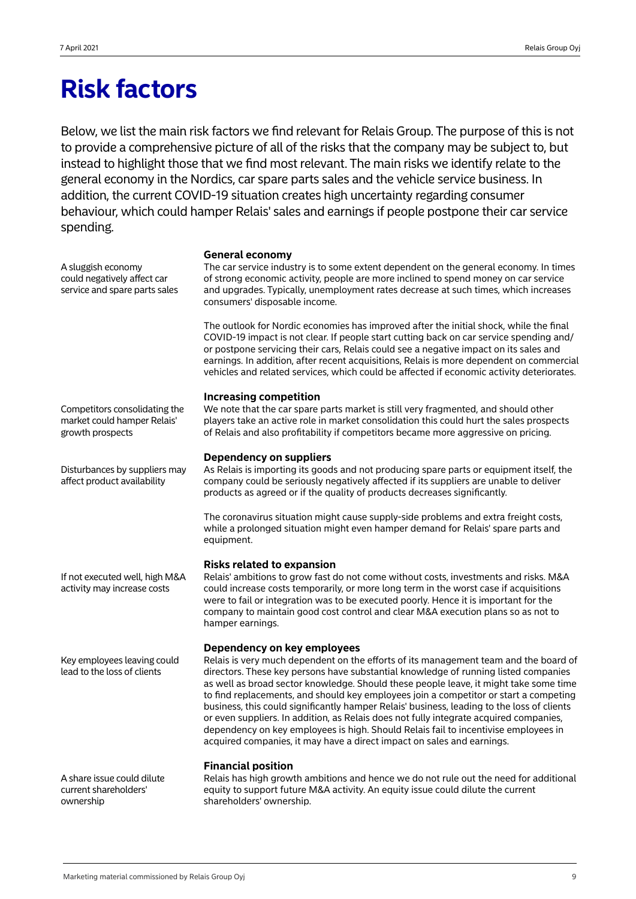# Risk factors

Below, we list the main risk factors we find relevant for Relais Group. The purpose of this is not to provide a comprehensive picture of all of the risks that the company may be subject to, but instead to highlight those that we find most relevant. The main risks we identify relate to the general economy in the Nordics, car spare parts sales and the vehicle service business. In addition, the current COVID-19 situation creates high uncertainty regarding consumer behaviour, which could hamper Relais' sales and earnings if people postpone their car service spending.

### General economy

*A sluggish economy could negatively affect car service and spare parts sales*

The car service industry is to some extent dependent on the general economy. In times of strong economic activity, people are more inclined to spend money on car service and upgrades. Typically, unemployment rates decrease at such times, which increases consumers' disposable income.

The outlook for Nordic economies has improved after the initial shock, while the final COVID-19 impact is not clear. If people start cutting back on car service spending and/or postpone servicing their cars, Relais could see a negative impact on its sales and earnings. In addition, after recent acquisitions, Relais is more dependent on commercial vehicles and related services, which could be affected if economic activity deteriorates.

### Increasing competition

*Competitors consolidating the market could hamper Relais' growth prospects*

We note that the car spare parts market is still very fragmented, and should other players take an active role in market consolidation this could hurt the sales prospects of Relais and also profitability if competitors became more aggressive on pricing.

### Dependency on suppliers

*Disturbances by suppliers may affect product availability*

As Relais is importing its goods and not producing spare parts or equipment itself, the company could be seriously negatively affected if its suppliers are unable to deliver products as agreed or if the quality of products decreases significantly.

The coronavirus situation might cause supply-side problems and extra freight costs, while a prolonged situation might even hamper demand for Relais' spare parts and equipment.

### Risks related to expansion

*If not executed well, high M&A activity may increase costs*

Relais' ambitions to grow fast do not come without costs, investments and risks. M&A could increase costs temporarily, or more long term in the worst case if acquisitions were to fail or integration was to be executed poorly. Hence it is important for the company to maintain good cost control and clear M&A execution plans so as not to hamper earnings.

### Dependency on key employees

*Key employees leaving could lead to the loss of clients*

Relais is very much dependent on the efforts of its management team and the board of directors. These key persons have substantial knowledge of running listed companies as well as broad sector knowledge. Should these people leave, it might take some time to find replacements, and should key employees join a competitor or start a competing business, this could significantly hamper Relais' business, leading to the loss of clients or even suppliers. In addition, as Relais does not fully integrate acquired companies, dependency on key employees is high. Should Relais fail to incentivise employees in acquired companies, it may have a direct impact on sales and earnings.

### Financial position

*A share issue could dilute current shareholders' ownership*

Relais has high growth ambitions and hence we do not rule out the need for additional equity to support future M&A activity. An equity issue could dilute the current shareholders' ownership.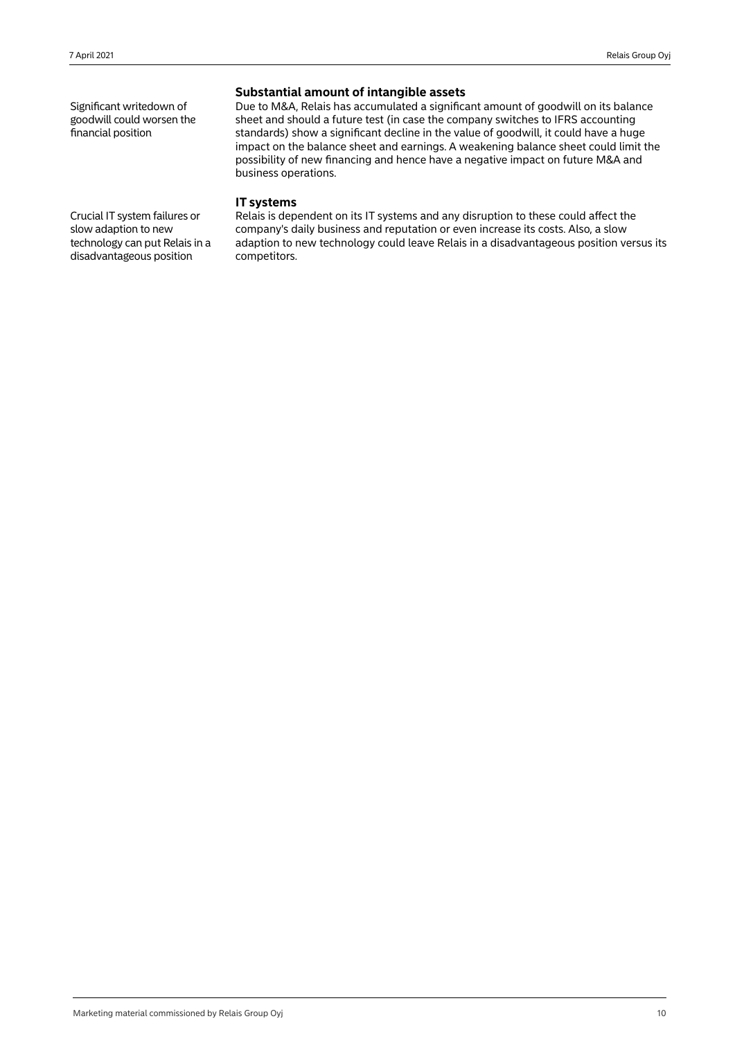## Substantial amount of intangible assets

Significant writedown of goodwill could worsen the financial position

Due to M&A, Relais has accumulated a significant amount of goodwill on its balance sheet and should a future test (in case the company switches to IFRS accounting standards) show a significant decline in the value of goodwill, it could have a huge impact on the balance sheet and earnings. A weakening balance sheet could limit the possibility of new financing and hence have a negative impact on future M&A and business operations.

## IT systems

Crucial IT system failures or slow adaption to new technology can put Relais in a disadvantageous position

Relais is dependent on its IT systems and any disruption to these could affect the company's daily business and reputation or even increase its costs. Also, a slow adaption to new technology could leave Relais in a disadvantageous position versus its competitors.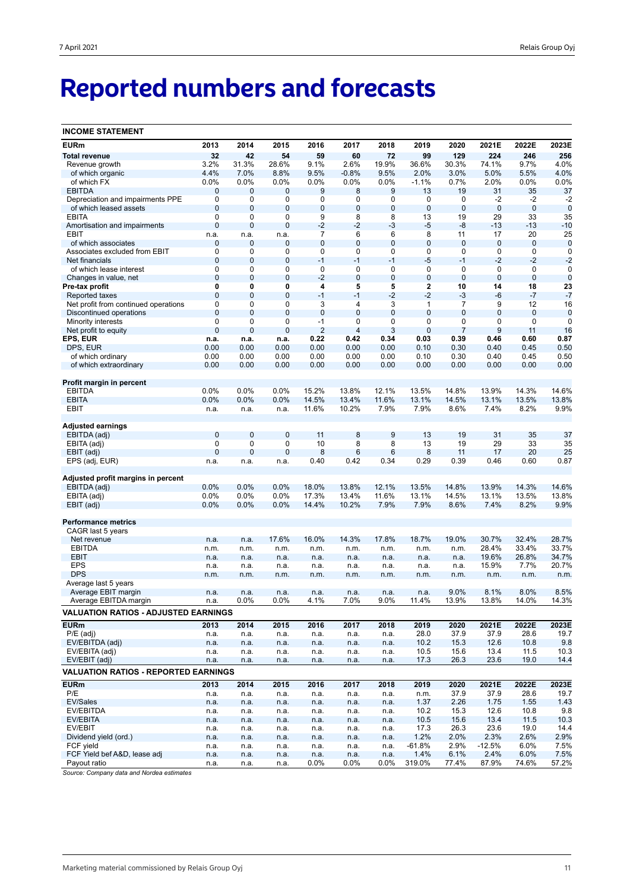# Reported numbers and forecasts

**INCOME STATEMENT**

| EURm | 2013 | 2014 | 2015 | 2016 | 2017 | 2018 | 2019 | 2020 | 2021E | 2022E | 2023E |
|---|---|---|---|---|---|---|---|---|---|---|---|
| **Total revenue** | **32** | **42** | **54** | **59** | **60** | **72** | **99** | **129** | **224** | **246** | **256** |
| Revenue growth | 3.2% | 31.3% | 28.6% | 9.1% | 2.6% | 19.9% | 36.6% | 30.3% | 74.1% | 9.7% | 4.0% |
| of which organic | 4.4% | 7.0% | 8.8% | 9.5% | -0.8% | 9.5% | 2.0% | 3.0% | 5.0% | 5.5% | 4.0% |
| of which FX | 0.0% | 0.0% | 0.0% | 0.0% | 0.0% | 0.0% | -1.1% | 0.7% | 2.0% | 0.0% | 0.0% |
| EBITDA | 0 | 0 | 0 | 9 | 8 | 9 | 13 | 19 | 31 | 35 | 37 |
| Depreciation and impairments PPE | 0 | 0 | 0 | 0 | 0 | 0 | 0 | 0 | -2 | -2 | -2 |
| of which leased assets | 0 | 0 | 0 | 0 | 0 | 0 | 0 | 0 | 0 | 0 | 0 |
| EBITA | 0 | 0 | 0 | 9 | 8 | 8 | 13 | 19 | 29 | 33 | 35 |
| Amortisation and impairments | 0 | 0 | 0 | -2 | -2 | -3 | -5 | -8 | -13 | -13 | -10 |
| EBIT | n.a. | n.a. | n.a. | 7 | 6 | 6 | 8 | 11 | 17 | 20 | 25 |
| of which associates | 0 | 0 | 0 | 0 | 0 | 0 | 0 | 0 | 0 | 0 | 0 |
| Associates excluded from EBIT | 0 | 0 | 0 | 0 | 0 | 0 | 0 | 0 | 0 | 0 | 0 |
| Net financials | 0 | 0 | 0 | -1 | -1 | -1 | -5 | -1 | -2 | -2 | -2 |
| of which lease interest | 0 | 0 | 0 | 0 | 0 | 0 | 0 | 0 | 0 | 0 | 0 |
| Changes in value, net | 0 | 0 | 0 | -2 | 0 | 0 | 0 | 0 | 0 | 0 | 0 |
| **Pre-tax profit** | **0** | **0** | **0** | **4** | **5** | **5** | **2** | **10** | **14** | **18** | **23** |
| Reported taxes | 0 | 0 | 0 | -1 | -1 | -2 | -2 | -3 | -6 | -7 | -7 |
| Net profit from continued operations | 0 | 0 | 0 | 3 | 4 | 3 | 1 | 7 | 9 | 12 | 16 |
| Discontinued operations | 0 | 0 | 0 | 0 | 0 | 0 | 0 | 0 | 0 | 0 | 0 |
| Minority interests | 0 | 0 | 0 | -1 | 0 | 0 | 0 | 0 | 0 | 0 | 0 |
| Net profit to equity | 0 | 0 | 0 | 2 | 4 | 3 | 0 | 7 | 9 | 11 | 16 |
| **EPS, EUR** | **n.a.** | **n.a.** | **n.a.** | **0.22** | **0.42** | **0.34** | **0.03** | **0.39** | **0.46** | **0.60** | **0.87** |
| DPS, EUR | 0.00 | 0.00 | 0.00 | 0.00 | 0.00 | 0.00 | 0.10 | 0.30 | 0.40 | 0.45 | 0.50 |
| of which ordinary | 0.00 | 0.00 | 0.00 | 0.00 | 0.00 | 0.00 | 0.10 | 0.30 | 0.40 | 0.45 | 0.50 |
| of which extraordinary | 0.00 | 0.00 | 0.00 | 0.00 | 0.00 | 0.00 | 0.00 | 0.00 | 0.00 | 0.00 | 0.00 |
| **Profit margin in percent** | | | | | | | | | | | |
| EBITDA | 0.0% | 0.0% | 0.0% | 15.2% | 13.8% | 12.1% | 13.5% | 14.8% | 13.9% | 14.3% | 14.6% |
| EBITA | 0.0% | 0.0% | 0.0% | 14.5% | 13.4% | 11.6% | 13.1% | 14.5% | 13.1% | 13.5% | 13.8% |
| EBIT | n.a. | n.a. | n.a. | 11.6% | 10.2% | 7.9% | 7.9% | 8.6% | 7.4% | 8.2% | 9.9% |
| **Adjusted earnings** | | | | | | | | | | | |
| EBITDA (adj) | 0 | 0 | 0 | 11 | 8 | 9 | 13 | 19 | 31 | 35 | 37 |
| EBITA (adj) | 0 | 0 | 0 | 10 | 8 | 8 | 13 | 19 | 29 | 33 | 35 |
| EBIT (adj) | 0 | 0 | 0 | 8 | 6 | 6 | 8 | 11 | 17 | 20 | 25 |
| EPS (adj, EUR) | n.a. | n.a. | n.a. | 0.40 | 0.42 | 0.34 | 0.29 | 0.39 | 0.46 | 0.60 | 0.87 |
| **Adjusted profit margins in percent** | | | | | | | | | | | |
| EBITDA (adj) | 0.0% | 0.0% | 0.0% | 18.0% | 13.8% | 12.1% | 13.5% | 14.8% | 13.9% | 14.3% | 14.6% |
| EBITA (adj) | 0.0% | 0.0% | 0.0% | 17.3% | 13.4% | 11.6% | 13.1% | 14.5% | 13.1% | 13.5% | 13.8% |
| EBIT (adj) | 0.0% | 0.0% | 0.0% | 14.4% | 10.2% | 7.9% | 7.9% | 8.6% | 7.4% | 8.2% | 9.9% |
| **Performance metrics** | | | | | | | | | | | |
| CAGR last 5 years | | | | | | | | | | | |
| Net revenue | n.a. | n.a. | 17.6% | 16.0% | 14.3% | 17.8% | 18.7% | 19.0% | 30.7% | 32.4% | 28.7% |
| EBITDA | n.m. | n.m. | n.m. | n.m. | n.m. | n.m. | n.m. | n.m. | 28.4% | 33.4% | 33.7% |
| EBIT | n.a. | n.a. | n.a. | n.a. | n.a. | n.a. | n.a. | n.a. | 19.6% | 26.8% | 34.7% |
| EPS | n.a. | n.a. | n.a. | n.a. | n.a. | n.a. | n.a. | n.a. | 15.9% | 7.7% | 20.7% |
| DPS | n.m. | n.m. | n.m. | n.m. | n.m. | n.m. | n.m. | n.m. | n.m. | n.m. | n.m. |
| Average last 5 years | | | | | | | | | | | |
| Average EBIT margin | n.a. | n.a. | n.a. | n.a. | n.a. | n.a. | n.a. | 9.0% | 8.1% | 8.0% | 8.5% |
| Average EBITDA margin | n.a. | 0.0% | 0.0% | 4.1% | 7.0% | 9.0% | 11.4% | 13.9% | 13.8% | 14.0% | 14.3% |

**VALUATION RATIOS - ADJUSTED EARNINGS**

| EURm | 2013 | 2014 | 2015 | 2016 | 2017 | 2018 | 2019 | 2020 | 2021E | 2022E | 2023E |
|---|---|---|---|---|---|---|---|---|---|---|---|
| P/E (adj) | n.a. | n.a. | n.a. | n.a. | n.a. | n.a. | 28.0 | 37.9 | 37.9 | 28.6 | 19.7 |
| EV/EBITDA (adj) | n.a. | n.a. | n.a. | n.a. | n.a. | n.a. | 10.2 | 15.3 | 12.6 | 10.8 | 9.8 |
| EV/EBITA (adj) | n.a. | n.a. | n.a. | n.a. | n.a. | n.a. | 10.5 | 15.6 | 13.4 | 11.5 | 10.3 |
| EV/EBIT (adj) | n.a. | n.a. | n.a. | n.a. | n.a. | n.a. | 17.3 | 26.3 | 23.6 | 19.0 | 14.4 |

**VALUATION RATIOS - REPORTED EARNINGS**

| EURm | 2013 | 2014 | 2015 | 2016 | 2017 | 2018 | 2019 | 2020 | 2021E | 2022E | 2023E |
|---|---|---|---|---|---|---|---|---|---|---|---|
| P/E | n.a. | n.a. | n.a. | n.a. | n.a. | n.a. | n.m. | 37.9 | 37.9 | 28.6 | 19.7 |
| EV/Sales | n.a. | n.a. | n.a. | n.a. | n.a. | n.a. | 1.37 | 2.26 | 1.75 | 1.55 | 1.43 |
| EV/EBITDA | n.a. | n.a. | n.a. | n.a. | n.a. | n.a. | 10.2 | 15.3 | 12.6 | 10.8 | 9.8 |
| EV/EBITA | n.a. | n.a. | n.a. | n.a. | n.a. | n.a. | 10.5 | 15.6 | 13.4 | 11.5 | 10.3 |
| EV/EBIT | n.a. | n.a. | n.a. | n.a. | n.a. | n.a. | 17.3 | 26.3 | 23.6 | 19.0 | 14.4 |
| Dividend yield (ord.) | n.a. | n.a. | n.a. | n.a. | n.a. | n.a. | 1.2% | 2.0% | 2.3% | 2.6% | 2.9% |
| FCF yield | n.a. | n.a. | n.a. | n.a. | n.a. | n.a. | -61.8% | 2.9% | -12.5% | 6.0% | 7.5% |
| FCF Yield bef A&D, lease adj | n.a. | n.a. | n.a. | n.a. | n.a. | n.a. | 1.4% | 6.1% | 2.4% | 6.0% | 7.5% |
| Payout ratio | n.a. | n.a. | n.a. | 0.0% | 0.0% | 0.0% | 319.0% | 77.4% | 87.9% | 74.6% | 57.2% |

*Source: Company data and Nordea estimates*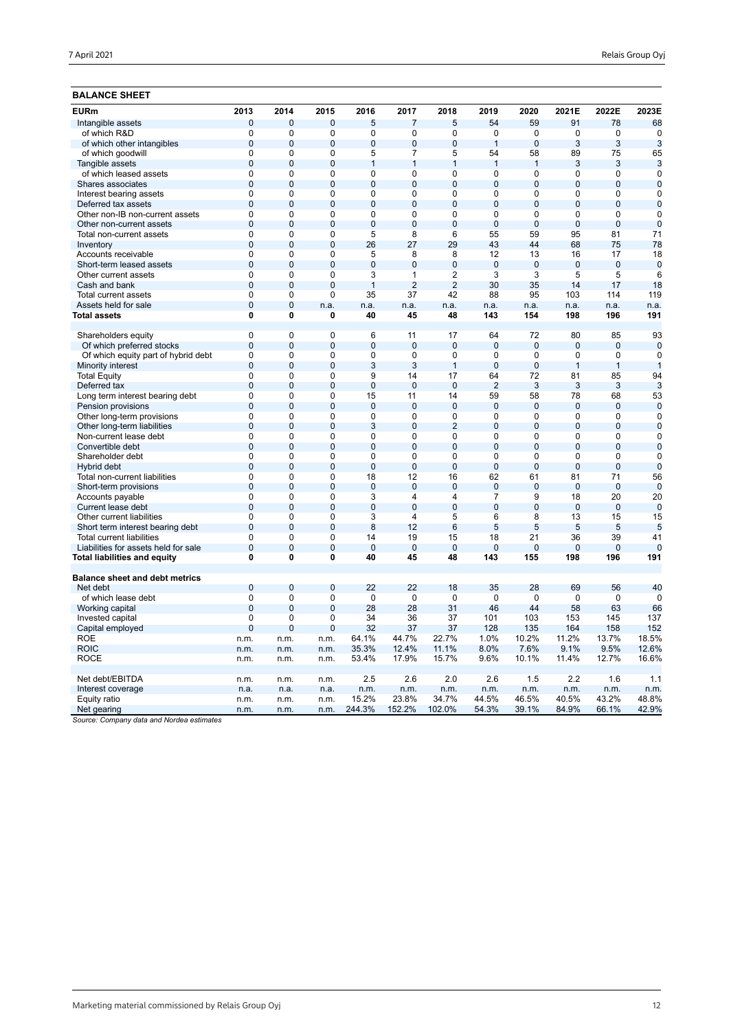**BALANCE SHEET**

| EURm | 2013 | 2014 | 2015 | 2016 | 2017 | 2018 | 2019 | 2020 | 2021E | 2022E | 2023E |
|---|---|---|---|---|---|---|---|---|---|---|---|
| Intangible assets | 0 | 0 | 0 | 5 | 7 | 5 | 54 | 59 | 91 | 78 | 68 |
| of which R&D | 0 | 0 | 0 | 0 | 0 | 0 | 0 | 0 | 0 | 0 | 0 |
| of which other intangibles | 0 | 0 | 0 | 0 | 0 | 0 | 1 | 0 | 3 | 3 | 3 |
| of which goodwill | 0 | 0 | 0 | 5 | 7 | 5 | 54 | 58 | 89 | 75 | 65 |
| Tangible assets | 0 | 0 | 0 | 1 | 1 | 1 | 1 | 1 | 3 | 3 | 3 |
| of which leased assets | 0 | 0 | 0 | 0 | 0 | 0 | 0 | 0 | 0 | 0 | 0 |
| Shares associates | 0 | 0 | 0 | 0 | 0 | 0 | 0 | 0 | 0 | 0 | 0 |
| Interest bearing assets | 0 | 0 | 0 | 0 | 0 | 0 | 0 | 0 | 0 | 0 | 0 |
| Deferred tax assets | 0 | 0 | 0 | 0 | 0 | 0 | 0 | 0 | 0 | 0 | 0 |
| Other non-IB non-current assets | 0 | 0 | 0 | 0 | 0 | 0 | 0 | 0 | 0 | 0 | 0 |
| Other non-current assets | 0 | 0 | 0 | 0 | 0 | 0 | 0 | 0 | 0 | 0 | 0 |
| Total non-current assets | 0 | 0 | 0 | 5 | 8 | 6 | 55 | 59 | 95 | 81 | 71 |
| Inventory | 0 | 0 | 0 | 26 | 27 | 29 | 43 | 44 | 68 | 75 | 78 |
| Accounts receivable | 0 | 0 | 0 | 5 | 8 | 8 | 12 | 13 | 16 | 17 | 18 |
| Short-term leased assets | 0 | 0 | 0 | 0 | 0 | 0 | 0 | 0 | 0 | 0 | 0 |
| Other current assets | 0 | 0 | 0 | 3 | 1 | 2 | 3 | 3 | 5 | 5 | 6 |
| Cash and bank | 0 | 0 | 0 | 1 | 2 | 2 | 30 | 35 | 14 | 17 | 18 |
| Total current assets | 0 | 0 | 0 | 35 | 37 | 42 | 88 | 95 | 103 | 114 | 119 |
| Assets held for sale | 0 | 0 | n.a. | n.a. | n.a. | n.a. | n.a. | n.a. | n.a. | n.a. | n.a. |
| **Total assets** | **0** | **0** | **0** | **40** | **45** | **48** | **143** | **154** | **198** | **196** | **191** |
| | | | | | | | | | | | |
| Shareholders equity | 0 | 0 | 0 | 6 | 11 | 17 | 64 | 72 | 80 | 85 | 93 |
| Of which preferred stocks | 0 | 0 | 0 | 0 | 0 | 0 | 0 | 0 | 0 | 0 | 0 |
| Of which equity part of hybrid debt | 0 | 0 | 0 | 0 | 0 | 0 | 0 | 0 | 0 | 0 | 0 |
| Minority interest | 0 | 0 | 0 | 3 | 3 | 1 | 0 | 0 | 1 | 1 | 1 |
| Total Equity | 0 | 0 | 0 | 9 | 14 | 17 | 64 | 72 | 81 | 85 | 94 |
| Deferred tax | 0 | 0 | 0 | 0 | 0 | 0 | 2 | 3 | 3 | 3 | 3 |
| Long term interest bearing debt | 0 | 0 | 0 | 15 | 11 | 14 | 59 | 58 | 78 | 68 | 53 |
| Pension provisions | 0 | 0 | 0 | 0 | 0 | 0 | 0 | 0 | 0 | 0 | 0 |
| Other long-term provisions | 0 | 0 | 0 | 0 | 0 | 0 | 0 | 0 | 0 | 0 | 0 |
| Other long-term liabilities | 0 | 0 | 0 | 3 | 0 | 2 | 0 | 0 | 0 | 0 | 0 |
| Non-current lease debt | 0 | 0 | 0 | 0 | 0 | 0 | 0 | 0 | 0 | 0 | 0 |
| Convertible debt | 0 | 0 | 0 | 0 | 0 | 0 | 0 | 0 | 0 | 0 | 0 |
| Shareholder debt | 0 | 0 | 0 | 0 | 0 | 0 | 0 | 0 | 0 | 0 | 0 |
| Hybrid debt | 0 | 0 | 0 | 0 | 0 | 0 | 0 | 0 | 0 | 0 | 0 |
| Total non-current liabilities | 0 | 0 | 0 | 18 | 12 | 16 | 62 | 61 | 81 | 71 | 56 |
| Short-term provisions | 0 | 0 | 0 | 0 | 0 | 0 | 0 | 0 | 0 | 0 | 0 |
| Accounts payable | 0 | 0 | 0 | 3 | 4 | 4 | 7 | 9 | 18 | 20 | 20 |
| Current lease debt | 0 | 0 | 0 | 0 | 0 | 0 | 0 | 0 | 0 | 0 | 0 |
| Other current liabilities | 0 | 0 | 0 | 3 | 4 | 5 | 6 | 8 | 13 | 15 | 15 |
| Short term interest bearing debt | 0 | 0 | 0 | 8 | 12 | 6 | 5 | 5 | 5 | 5 | 5 |
| Total current liabilities | 0 | 0 | 0 | 14 | 19 | 15 | 18 | 21 | 36 | 39 | 41 |
| Liabilities for assets held for sale | 0 | 0 | 0 | 0 | 0 | 0 | 0 | 0 | 0 | 0 | 0 |
| **Total liabilities and equity** | **0** | **0** | **0** | **40** | **45** | **48** | **143** | **155** | **198** | **196** | **191** |
| | | | | | | | | | | | |
| **Balance sheet and debt metrics** | | | | | | | | | | | |
| Net debt | 0 | 0 | 0 | 22 | 22 | 18 | 35 | 28 | 69 | 56 | 40 |
| of which lease debt | 0 | 0 | 0 | 0 | 0 | 0 | 0 | 0 | 0 | 0 | 0 |
| Working capital | 0 | 0 | 0 | 28 | 28 | 31 | 46 | 44 | 58 | 63 | 66 |
| Invested capital | 0 | 0 | 0 | 34 | 36 | 37 | 101 | 103 | 153 | 145 | 137 |
| Capital employed | 0 | 0 | 0 | 32 | 37 | 37 | 128 | 135 | 164 | 158 | 152 |
| ROE | n.m. | n.m. | n.m. | 64.1% | 44.7% | 22.7% | 1.0% | 10.2% | 11.2% | 13.7% | 18.5% |
| ROIC | n.m. | n.m. | n.m. | 35.3% | 12.4% | 11.1% | 8.0% | 7.6% | 9.1% | 9.5% | 12.6% |
| ROCE | n.m. | n.m. | n.m. | 53.4% | 17.9% | 15.7% | 9.6% | 10.1% | 11.4% | 12.7% | 16.6% |
| | | | | | | | | | | | |
| Net debt/EBITDA | n.m. | n.m. | n.m. | 2.5 | 2.6 | 2.0 | 2.6 | 1.5 | 2.2 | 1.6 | 1.1 |
| Interest coverage | n.a. | n.a. | n.a. | n.m. | n.m. | n.m. | n.m. | n.m. | n.m. | n.m. | n.m. |
| Equity ratio | n.m. | n.m. | n.m. | 15.2% | 23.8% | 34.7% | 44.5% | 46.5% | 40.5% | 43.2% | 48.8% |
| Net gearing | n.m. | n.m. | n.m. | 244.3% | 152.2% | 102.0% | 54.3% | 39.1% | 84.9% | 66.1% | 42.9% |

*Source: Company data and Nordea estimates*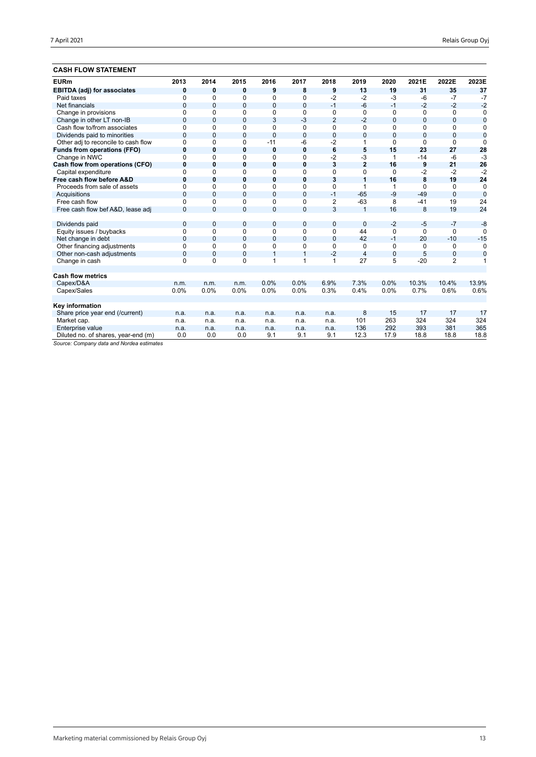## CASH FLOW STATEMENT

| EURm | 2013 | 2014 | 2015 | 2016 | 2017 | 2018 | 2019 | 2020 | 2021E | 2022E | 2023E |
|---|---|---|---|---|---|---|---|---|---|---|---|
| **EBITDA (adj) for associates** | **0** | **0** | **0** | **9** | **8** | **9** | **13** | **19** | **31** | **35** | **37** |
| Paid taxes | 0 | 0 | 0 | 0 | 0 | -2 | -2 | -3 | -6 | -7 | -7 |
| Net financials | 0 | 0 | 0 | 0 | 0 | -1 | -6 | -1 | -2 | -2 | -2 |
| Change in provisions | 0 | 0 | 0 | 0 | 0 | 0 | 0 | 0 | 0 | 0 | 0 |
| Change in other LT non-IB | 0 | 0 | 0 | 3 | -3 | 2 | -2 | 0 | 0 | 0 | 0 |
| Cash flow to/from associates | 0 | 0 | 0 | 0 | 0 | 0 | 0 | 0 | 0 | 0 | 0 |
| Dividends paid to minorities | 0 | 0 | 0 | 0 | 0 | 0 | 0 | 0 | 0 | 0 | 0 |
| Other adj to reconcile to cash flow | 0 | 0 | 0 | -11 | -6 | -2 | 1 | 0 | 0 | 0 | 0 |
| **Funds from operations (FFO)** | **0** | **0** | **0** | **0** | **0** | **6** | **5** | **15** | **23** | **27** | **28** |
| Change in NWC | 0 | 0 | 0 | 0 | 0 | -2 | -3 | 1 | -14 | -6 | -3 |
| **Cash flow from operations (CFO)** | **0** | **0** | **0** | **0** | **0** | **3** | **2** | **16** | **9** | **21** | **26** |
| Capital expenditure | 0 | 0 | 0 | 0 | 0 | 0 | 0 | 0 | -2 | -2 | -2 |
| **Free cash flow before A&D** | **0** | **0** | **0** | **0** | **0** | **3** | **1** | **16** | **8** | **19** | **24** |
| Proceeds from sale of assets | 0 | 0 | 0 | 0 | 0 | 0 | 1 | 1 | 0 | 0 | 0 |
| Acquisitions | 0 | 0 | 0 | 0 | 0 | -1 | -65 | -9 | -49 | 0 | 0 |
| Free cash flow | 0 | 0 | 0 | 0 | 0 | 2 | -63 | 8 | -41 | 19 | 24 |
| Free cash flow bef A&D, lease adj | 0 | 0 | 0 | 0 | 0 | 3 | 1 | 16 | 8 | 19 | 24 |
| | | | | | | | | | | | |
| Dividends paid | 0 | 0 | 0 | 0 | 0 | 0 | 0 | -2 | -5 | -7 | -8 |
| Equity issues / buybacks | 0 | 0 | 0 | 0 | 0 | 0 | 44 | 0 | 0 | 0 | 0 |
| Net change in debt | 0 | 0 | 0 | 0 | 0 | 0 | 42 | -1 | 20 | -10 | -15 |
| Other financing adjustments | 0 | 0 | 0 | 0 | 0 | 0 | 0 | 0 | 0 | 0 | 0 |
| Other non-cash adjustments | 0 | 0 | 0 | 1 | 1 | -2 | 4 | 0 | 5 | 0 | 0 |
| Change in cash | 0 | 0 | 0 | 1 | 1 | 1 | 27 | 5 | -20 | 2 | 1 |
| | | | | | | | | | | | |
| **Cash flow metrics** | | | | | | | | | | | |
| Capex/D&A | n.m. | n.m. | n.m. | 0.0% | 0.0% | 6.9% | 7.3% | 0.0% | 10.3% | 10.4% | 13.9% |
| Capex/Sales | 0.0% | 0.0% | 0.0% | 0.0% | 0.0% | 0.3% | 0.4% | 0.0% | 0.7% | 0.6% | 0.6% |
| | | | | | | | | | | | |
| **Key information** | | | | | | | | | | | |
| Share price year end (/current) | n.a. | n.a. | n.a. | n.a. | n.a. | n.a. | 8 | 15 | 17 | 17 | 17 |
| Market cap. | n.a. | n.a. | n.a. | n.a. | n.a. | n.a. | 101 | 263 | 324 | 324 | 324 |
| Enterprise value | n.a. | n.a. | n.a. | n.a. | n.a. | n.a. | 136 | 292 | 393 | 381 | 365 |
| Diluted no. of shares, year-end (m) | 0.0 | 0.0 | 0.0 | 9.1 | 9.1 | 9.1 | 12.3 | 17.9 | 18.8 | 18.8 | 18.8 |

*Source: Company data and Nordea estimates*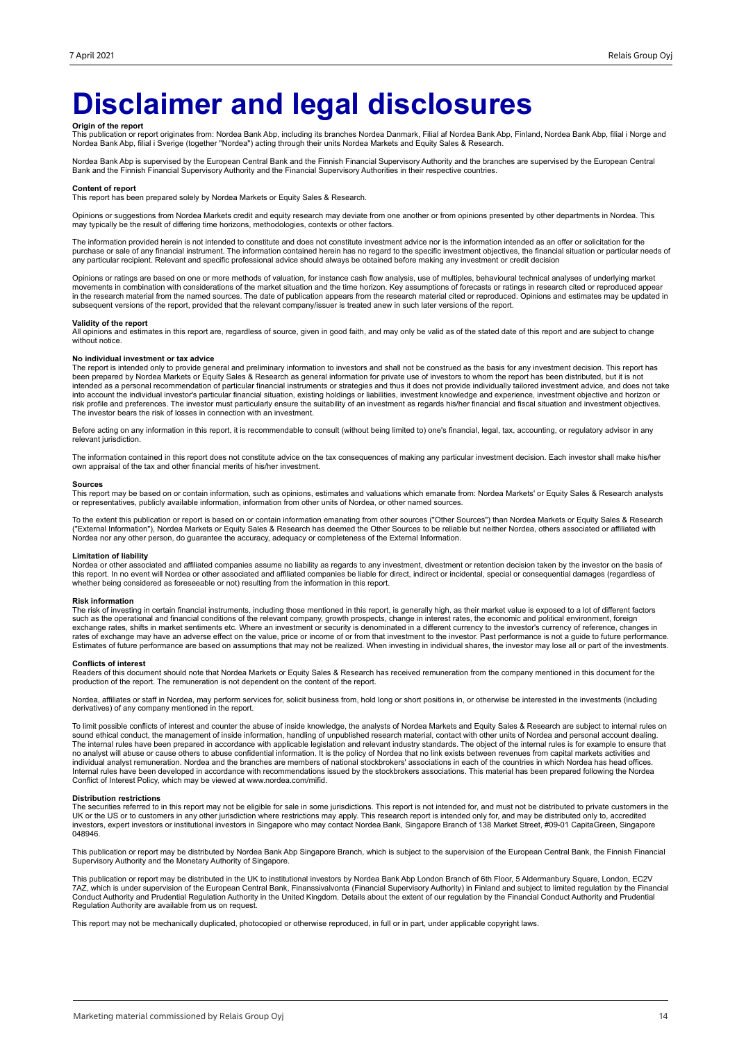# Disclaimer and legal disclosures

**Origin of the report**

This publication or report originates from: Nordea Bank Abp, including its branches Nordea Danmark, Filial af Nordea Bank Abp, Finland, Nordea Bank Abp, filial i Norge and Nordea Bank Abp, filial i Sverige (together "Nordea") acting through their units Nordea Markets and Equity Sales & Research.

Nordea Bank Abp is supervised by the European Central Bank and the Finnish Financial Supervisory Authority and the branches are supervised by the European Central Bank and the Finnish Financial Supervisory Authority and the Financial Supervisory Authorities in their respective countries.

**Content of report**

This report has been prepared solely by Nordea Markets or Equity Sales & Research.

Opinions or suggestions from Nordea Markets credit and equity research may deviate from one another or from opinions presented by other departments in Nordea. This may typically be the result of differing time horizons, methodologies, contexts or other factors.

The information provided herein is not intended to constitute and does not constitute investment advice nor is the information intended as an offer or solicitation for the purchase or sale of any financial instrument. The information contained herein has no regard to the specific investment objectives, the financial situation or particular needs of any particular recipient. Relevant and specific professional advice should always be obtained before making any investment or credit decision

Opinions or ratings are based on one or more methods of valuation, for instance cash flow analysis, use of multiples, behavioural technical analyses of underlying market movements in combination with considerations of the market situation and the time horizon. Key assumptions of forecasts or ratings in research cited or reproduced appear in the research material from the named sources. The date of publication appears from the research material cited or reproduced. Opinions and estimates may be updated in subsequent versions of the report, provided that the relevant company/issuer is treated anew in such later versions of the report.

**Validity of the report**

All opinions and estimates in this report are, regardless of source, given in good faith, and may only be valid as of the stated date of this report and are subject to change without notice.

**No individual investment or tax advice**

The report is intended only to provide general and preliminary information to investors and shall not be construed as the basis for any investment decision. This report has been prepared by Nordea Markets or Equity Sales & Research as general information for private use of investors to whom the report has been distributed, but it is not intended as a personal recommendation of particular financial instruments or strategies and thus it does not provide individually tailored investment advice, and does not take into account the individual investor's particular financial situation, existing holdings or liabilities, investment knowledge and experience, investment objective and horizon or risk profile and preferences. The investor must particularly ensure the suitability of an investment as regards his/her financial and fiscal situation and investment objectives. The investor bears the risk of losses in connection with an investment.

Before acting on any information in this report, it is recommendable to consult (without being limited to) one's financial, legal, tax, accounting, or regulatory advisor in any relevant jurisdiction.

The information contained in this report does not constitute advice on the tax consequences of making any particular investment decision. Each investor shall make his/her own appraisal of the tax and other financial merits of his/her investment.

**Sources**

This report may be based on or contain information, such as opinions, estimates and valuations which emanate from: Nordea Markets' or Equity Sales & Research analysts or representatives, publicly available information, information from other units of Nordea, or other named sources.

To the extent this publication or report is based on or contain information emanating from other sources ("Other Sources") than Nordea Markets or Equity Sales & Research ("External Information"), Nordea Markets or Equity Sales & Research has deemed the Other Sources to be reliable but neither Nordea, others associated or affiliated with Nordea nor any other person, do guarantee the accuracy, adequacy or completeness of the External Information.

**Limitation of liability**

Nordea or other associated and affiliated companies assume no liability as regards to any investment, divestment or retention decision taken by the investor on the basis of this report. In no event will Nordea or other associated and affiliated companies be liable for direct, indirect or incidental, special or consequential damages (regardless of whether being considered as foreseeable or not) resulting from the information in this report.

**Risk information**

The risk of investing in certain financial instruments, including those mentioned in this report, is generally high, as their market value is exposed to a lot of different factors such as the operational and financial conditions of the relevant company, growth prospects, change in interest rates, the economic and political environment, foreign exchange rates, shifts in market sentiments etc. Where an investment or security is denominated in a different currency to the investor's currency of reference, changes in rates of exchange may have an adverse effect on the value, price or income of or from that investment to the investor. Past performance is not a guide to future performance. Estimates of future performance are based on assumptions that may not be realized. When investing in individual shares, the investor may lose all or part of the investments.

**Conflicts of interest**

Readers of this document should note that Nordea Markets or Equity Sales & Research has received remuneration from the company mentioned in this document for the production of the report. The remuneration is not dependent on the content of the report.

Nordea, affiliates or staff in Nordea, may perform services for, solicit business from, hold long or short positions in, or otherwise be interested in the investments (including derivatives) of any company mentioned in the report.

To limit possible conflicts of interest and counter the abuse of inside knowledge, the analysts of Nordea Markets and Equity Sales & Research are subject to internal rules on sound ethical conduct, the management of inside information, handling of unpublished research material, contact with other units of Nordea and personal account dealing. The internal rules have been prepared in accordance with applicable legislation and relevant industry standards. The object of the internal rules is for example to ensure that no analyst will abuse or cause others to abuse confidential information. It is the policy of Nordea that no link exists between revenues from capital markets activities and individual analyst remuneration. Nordea and the branches are members of national stockbrokers' associations in each of the countries in which Nordea has head offices. Internal rules have been developed in accordance with recommendations issued by the stockbrokers associations. This material has been prepared following the Nordea Conflict of Interest Policy, which may be viewed at www.nordea.com/mifid.

**Distribution restrictions**

The securities referred to in this report may not be eligible for sale in some jurisdictions. This report is not intended for, and must not be distributed to private customers in the UK or the US or to customers in any other jurisdiction where restrictions may apply. This research report is intended only for, and may be distributed only to, accredited investors, expert investors or institutional investors in Singapore who may contact Nordea Bank, Singapore Branch of 138 Market Street, #09-01 CapitaGreen, Singapore 048946.

This publication or report may be distributed by Nordea Bank Abp Singapore Branch, which is subject to the supervision of the European Central Bank, the Finnish Financial Supervisory Authority and the Monetary Authority of Singapore.

This publication or report may be distributed in the UK to institutional investors by Nordea Bank Abp London Branch of 6th Floor, 5 Aldermanbury Square, London, EC2V 7AZ, which is under supervision of the European Central Bank, Finanssivalvonta (Financial Supervisory Authority) in Finland and subject to limited regulation by the Financial Conduct Authority and Prudential Regulation Authority in the United Kingdom. Details about the extent of our regulation by the Financial Conduct Authority and Prudential Regulation Authority are available from us on request.

This report may not be mechanically duplicated, photocopied or otherwise reproduced, in full or in part, under applicable copyright laws.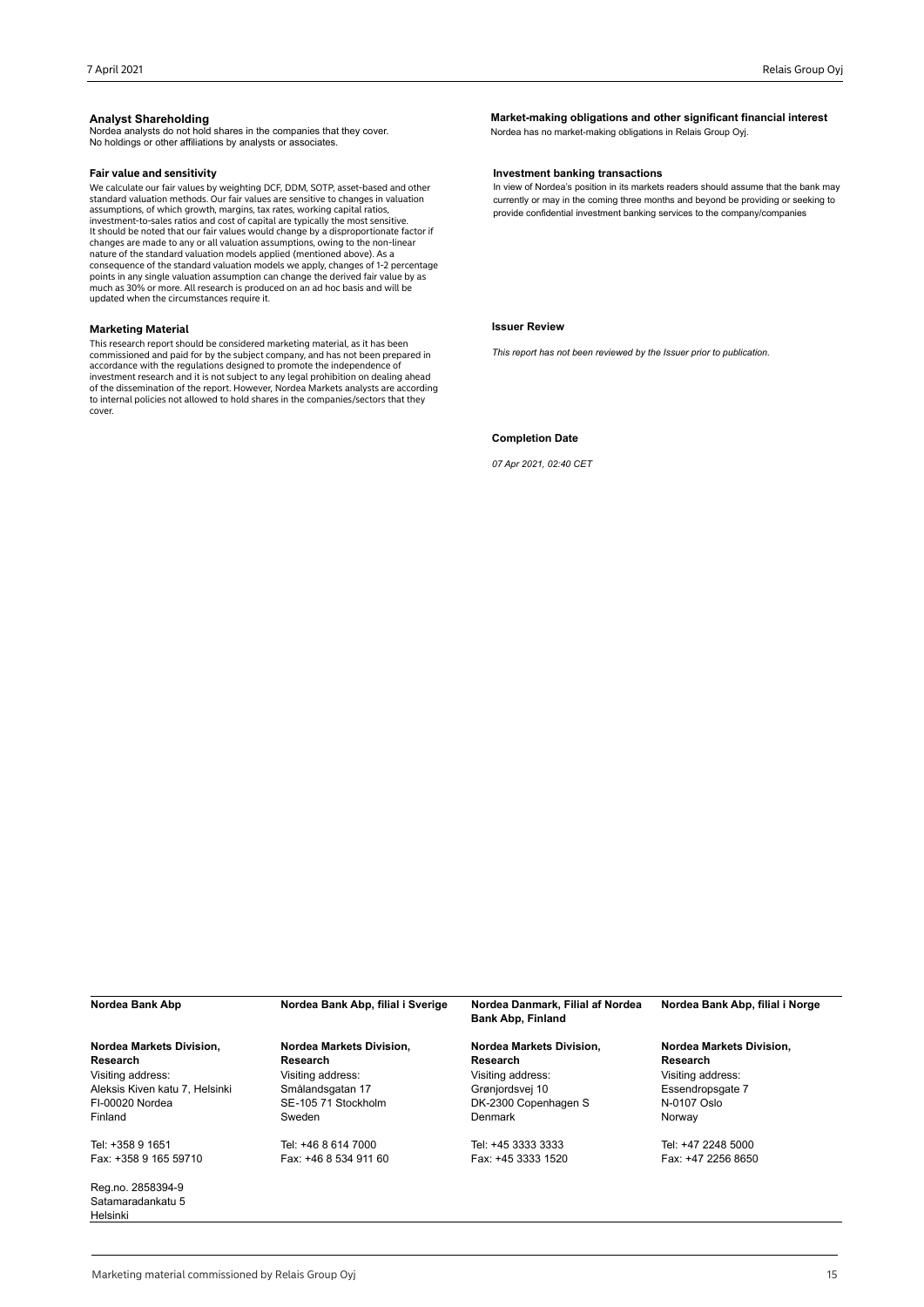### Analyst Shareholding

Nordea analysts do not hold shares in the companies that they cover.
No holdings or other affiliations by analysts or associates.

### Fair value and sensitivity

We calculate our fair values by weighting DCF, DDM, SOTP, asset-based and other standard valuation methods. Our fair values are sensitive to changes in valuation assumptions, of which growth, margins, tax rates, working capital ratios, investment-to-sales ratios and cost of capital are typically the most sensitive. It should be noted that our fair values would change by a disproportionate factor if changes are made to any or all valuation assumptions, owing to the non-linear nature of the standard valuation models applied (mentioned above). As a consequence of the standard valuation models we apply, changes of 1-2 percentage points in any single valuation assumption can change the derived fair value by as much as 30% or more. All research is produced on an ad hoc basis and will be updated when the circumstances require it.

### Marketing Material

This research report should be considered marketing material, as it has been commissioned and paid for by the subject company, and has not been prepared in accordance with the regulations designed to promote the independence of investment research and it is not subject to any legal prohibition on dealing ahead of the dissemination of the report. However, Nordea Markets analysts are according to internal policies not allowed to hold shares in the companies/sectors that they cover.

### Market-making obligations and other significant financial interest

Nordea has no market-making obligations in Relais Group Oyj.

### Investment banking transactions

In view of Nordea's position in its markets readers should assume that the bank may currently or may in the coming three months and beyond be providing or seeking to provide confidential investment banking services to the company/companies

### Issuer Review

*This report has not been reviewed by the Issuer prior to publication.*

### Completion Date

*07 Apr 2021, 02:40 CET*

**Nordea Bank Abp**

**Nordea Markets Division, Research**
Visiting address:
Aleksis Kiven katu 7, Helsinki
FI-00020 Nordea
Finland

Tel: +358 9 1651
Fax: +358 9 165 59710

Reg.no. 2858394-9
Satamaradankatu 5
Helsinki

**Nordea Bank Abp, filial i Sverige**

**Nordea Markets Division, Research**
Visiting address:
Smålandsgatan 17
SE-105 71 Stockholm
Sweden

Tel: +46 8 614 7000
Fax: +46 8 534 911 60

**Nordea Danmark, Filial af Nordea Bank Abp, Finland**

**Nordea Markets Division, Research**
Visiting address:
Grønjordsvej 10
DK-2300 Copenhagen S
Denmark

Tel: +45 3333 3333
Fax: +45 3333 1520

**Nordea Bank Abp, filial i Norge**

**Nordea Markets Division, Research**
Visiting address:
Essendropsgate 7
N-0107 Oslo
Norway

Tel: +47 2248 5000
Fax: +47 2256 8650